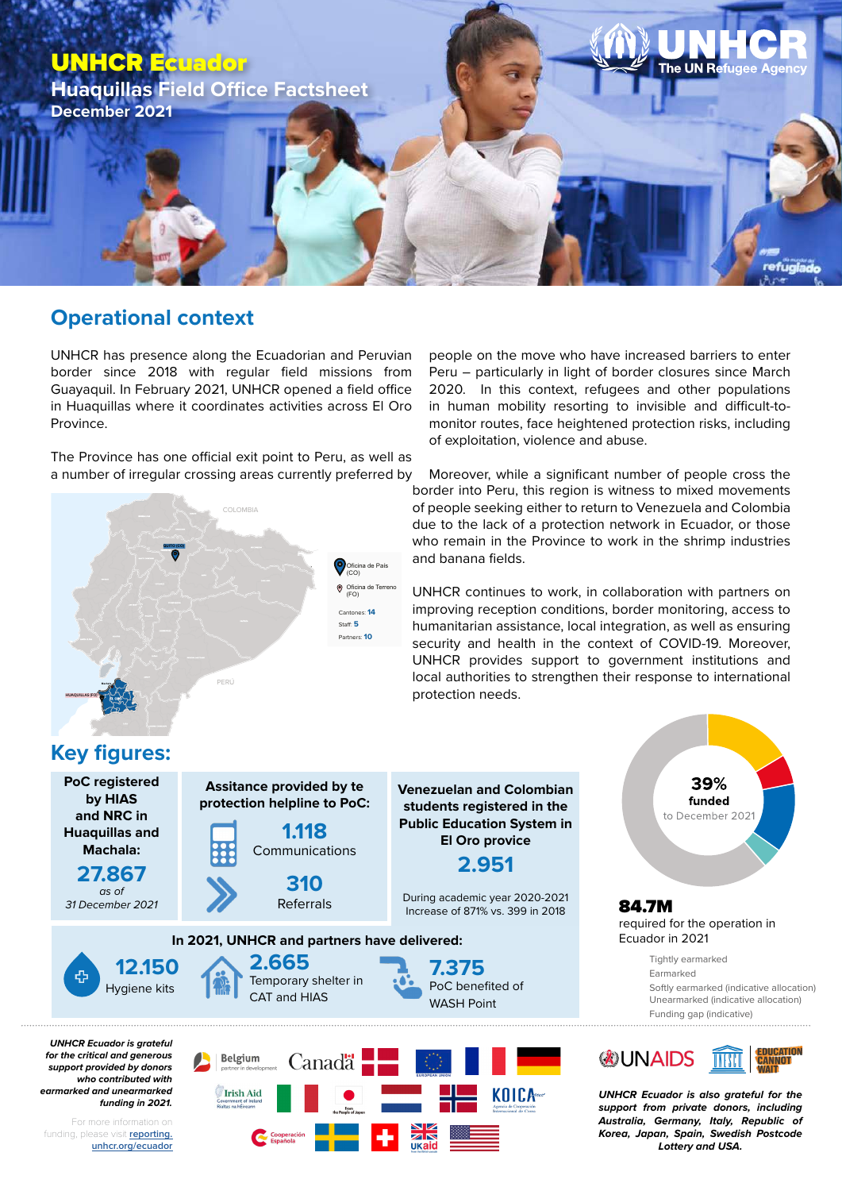# UNHCR Ecuador

## Huaquillas Field Office Factsheet

**December 2021**

## Operational context

UNHCR has presence along the Ecuadorian and Peruvian border since 2018 with regular field missions from Guayaquil. In February 2021, UNHCR opened a field office in Huaquillas where it coordinates activities across El Oro Province.

The Province has one official exit point to Peru, as well as a number of irregular crossing areas currently preferred by people on the move who have increased barriers to enter Peru – particularly in light of border closures since March 2020. In this context, refugees and other populations in human mobility resorting to invisible and difficult-to-monitor routes, face heightened protection risks, including of exploitation, violence and abuse.

Moreover, while a significant number of people cross the border into Peru, this region is witness to mixed movements of people seeking either to return to Venezuela and Colombia due to the lack of a protection network in Ecuador, or those who remain in the Province to work in the shrimp industries and banana fields.

UNHCR continues to work, in collaboration with partners on improving reception conditions, border monitoring, access to humanitarian assistance, local integration, as well as ensuring security and health in the context of COVID-19. Moreover, UNHCR provides support to government institutions and local authorities to strengthen their response to international protection needs.

Oficina de País (CO)
Oficina de Terreno (FO)
Cantones: 14
Staff: 5
Partners: 10

## Key figures:

**PoC registered by HIAS and NRC in Huaquillas and Machala:**
**27.867**
*as of 31 December 2021*

**Assitance provided by te protection helpline to PoC:**
**1.118** Communications
**310** Referrals

**Venezuelan and Colombian students registered in the Public Education System in El Oro province**
**2.951**
During academic year 2020-2021
Increase of 871% vs. 399 in 2018

**In 2021, UNHCR and partners have delivered:**

- **12.150** Hygiene kits
- **2.665** Temporary shelter in CAT and HIAS
- **7.375** PoC benefited of WASH Point

**39%** funded to December 2021

**84.7M** required for the operation in Ecuador in 2021

- Tightly earmarked
- Earmarked
- Softly earmarked (indicative allocation)
- Unearmarked (indicative allocation)
- Funding gap (indicative)

***UNHCR Ecuador is grateful for the critical and generous support provided by donors who contributed with earmarked and unearmarked funding in 2021.***

For more information on funding, please visit reporting.unhcr.org/ecuador

***UNHCR Ecuador is also grateful for the support from private donors, including Australia, Germany, Italy, Republic of Korea, Japan, Spain, Swedish Postcode Lottery and USA.***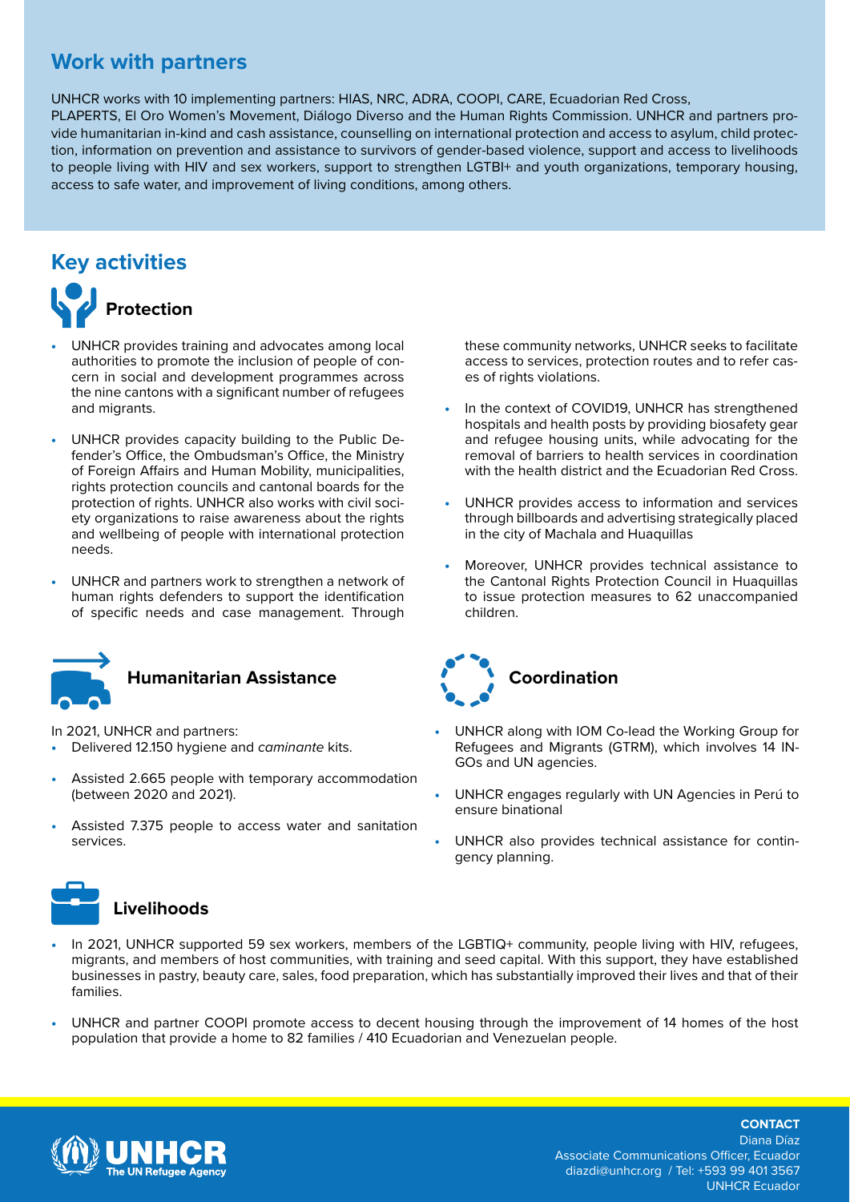## Work with partners

UNHCR works with 10 implementing partners: HIAS, NRC, ADRA, COOPI, CARE, Ecuadorian Red Cross, PLAPERTS, El Oro Women's Movement, Diálogo Diverso and the Human Rights Commission. UNHCR and partners provide humanitarian in-kind and cash assistance, counselling on international protection and access to asylum, child protection, information on prevention and assistance to survivors of gender-based violence, support and access to livelihoods to people living with HIV and sex workers, support to strengthen LGTBI+ and youth organizations, temporary housing, access to safe water, and improvement of living conditions, among others.

## Key activities

### Protection

- UNHCR provides training and advocates among local authorities to promote the inclusion of people of concern in social and development programmes across the nine cantons with a significant number of refugees and migrants.
- UNHCR provides capacity building to the Public Defender's Office, the Ombudsman's Office, the Ministry of Foreign Affairs and Human Mobility, municipalities, rights protection councils and cantonal boards for the protection of rights. UNHCR also works with civil society organizations to raise awareness about the rights and wellbeing of people with international protection needs.
- UNHCR and partners work to strengthen a network of human rights defenders to support the identification of specific needs and case management. Through these community networks, UNHCR seeks to facilitate access to services, protection routes and to refer cases of rights violations.
- In the context of COVID19, UNHCR has strengthened hospitals and health posts by providing biosafety gear and refugee housing units, while advocating for the removal of barriers to health services in coordination with the health district and the Ecuadorian Red Cross.
- UNHCR provides access to information and services through billboards and advertising strategically placed in the city of Machala and Huaquillas
- Moreover, UNHCR provides technical assistance to the Cantonal Rights Protection Council in Huaquillas to issue protection measures to 62 unaccompanied children.

### Humanitarian Assistance

In 2021, UNHCR and partners:

- Delivered 12.150 hygiene and *caminante* kits.
- Assisted 2.665 people with temporary accommodation (between 2020 and 2021).
- Assisted 7.375 people to access water and sanitation services.

### Coordination

- UNHCR along with IOM Co-lead the Working Group for Refugees and Migrants (GTRM), which involves 14 INGOs and UN agencies.
- UNHCR engages regularly with UN Agencies in Perú to ensure binational
- UNHCR also provides technical assistance for contingency planning.

### Livelihoods

- In 2021, UNHCR supported 59 sex workers, members of the LGBTIQ+ community, people living with HIV, refugees, migrants, and members of host communities, with training and seed capital. With this support, they have established businesses in pastry, beauty care, sales, food preparation, which has substantially improved their lives and that of their families.
- UNHCR and partner COOPI promote access to decent housing through the improvement of 14 homes of the host population that provide a home to 82 families / 410 Ecuadorian and Venezuelan people.

UNHCR The UN Refugee Agency

**CONTACT**
Diana Díaz
Associate Communications Officer, Ecuador
diazdi@unhcr.org / Tel: +593 99 401 3567
UNHCR Ecuador